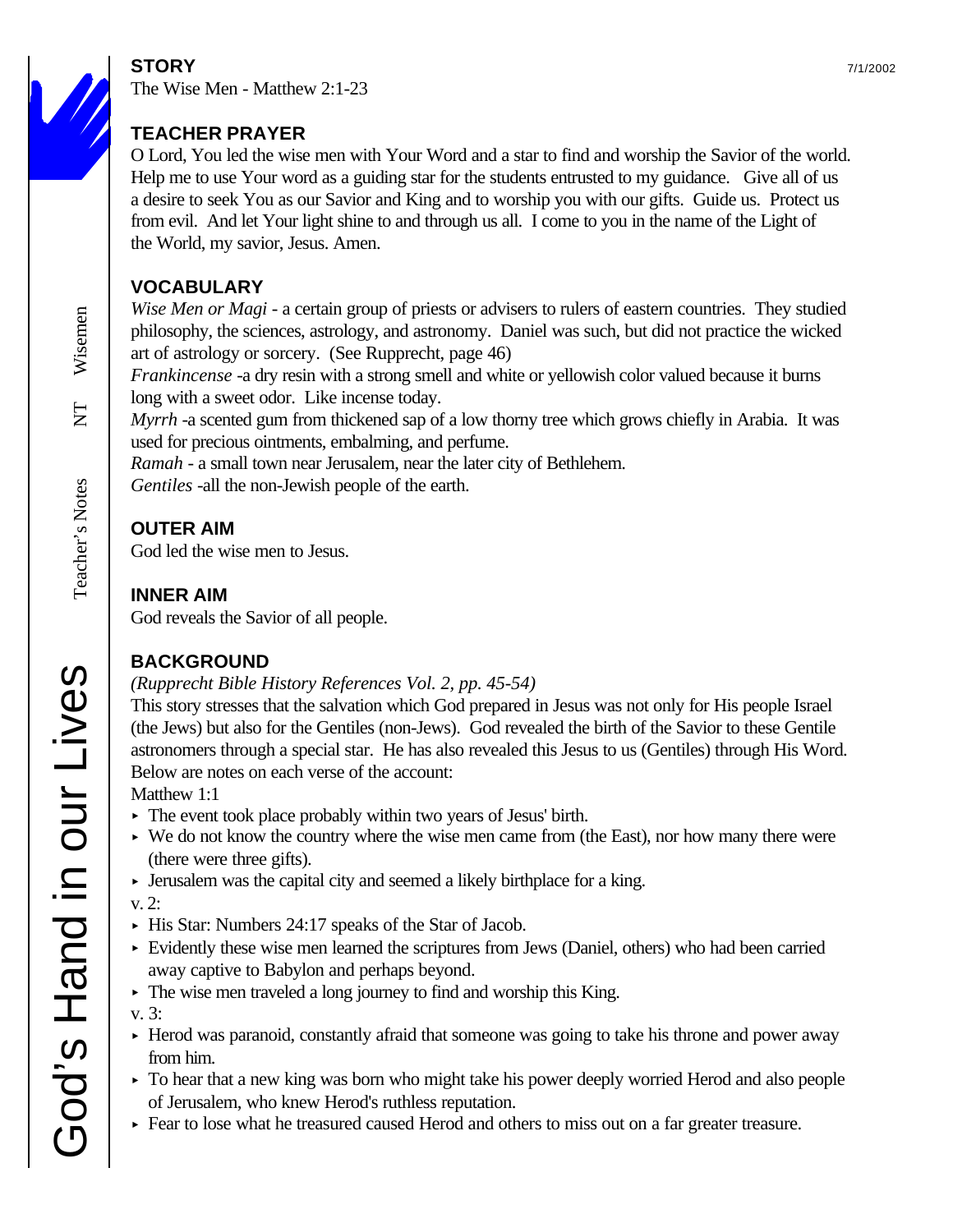## STORY

The Wise Men - Matthew 2:1-23

## TEACHER PRAYER

O Lord, You led the wise men with Your Word and a star to find and worship the Savior of the world. Help me to use Your word as a guiding star for the students entrusted to my guidance. Give all of us a desire to seek You as our Savior and King and to worship you with our gifts. Guide us. Protect us from evil. And let Your light shine to and through us all. I come to you in the name of the Light of the World, my savior, Jesus. Amen.

## VOCABULARY

*Wise Men or Magi* - a certain group of priests or advisers to rulers of eastern countries. They studied philosophy, the sciences, astrology, and astronomy. Daniel was such, but did not practice the wicked art of astrology or sorcery. (See Rupprecht, page 46)
*Frankincense* -a dry resin with a strong smell and white or yellowish color valued because it burns long with a sweet odor. Like incense today.
*Myrrh* -a scented gum from thickened sap of a low thorny tree which grows chiefly in Arabia. It was used for precious ointments, embalming, and perfume.
*Ramah* - a small town near Jerusalem, near the later city of Bethlehem.
*Gentiles* -all the non-Jewish people of the earth.

## OUTER AIM

God led the wise men to Jesus.

## INNER AIM

God reveals the Savior of all people.

## BACKGROUND

*(Rupprecht Bible History References Vol. 2, pp. 45-54)*

This story stresses that the salvation which God prepared in Jesus was not only for His people Israel (the Jews) but also for the Gentiles (non-Jews). God revealed the birth of the Savior to these Gentile astronomers through a special star. He has also revealed this Jesus to us (Gentiles) through His Word. Below are notes on each verse of the account:

Matthew 1:1

- The event took place probably within two years of Jesus' birth.
- We do not know the country where the wise men came from (the East), nor how many there were (there were three gifts).
- Jerusalem was the capital city and seemed a likely birthplace for a king.

v. 2:

- His Star: Numbers 24:17 speaks of the Star of Jacob.
- Evidently these wise men learned the scriptures from Jews (Daniel, others) who had been carried away captive to Babylon and perhaps beyond.
- The wise men traveled a long journey to find and worship this King.

v. 3:

- Herod was paranoid, constantly afraid that someone was going to take his throne and power away from him.
- To hear that a new king was born who might take his power deeply worried Herod and also people of Jerusalem, who knew Herod's ruthless reputation.
- Fear to lose what he treasured caused Herod and others to miss out on a far greater treasure.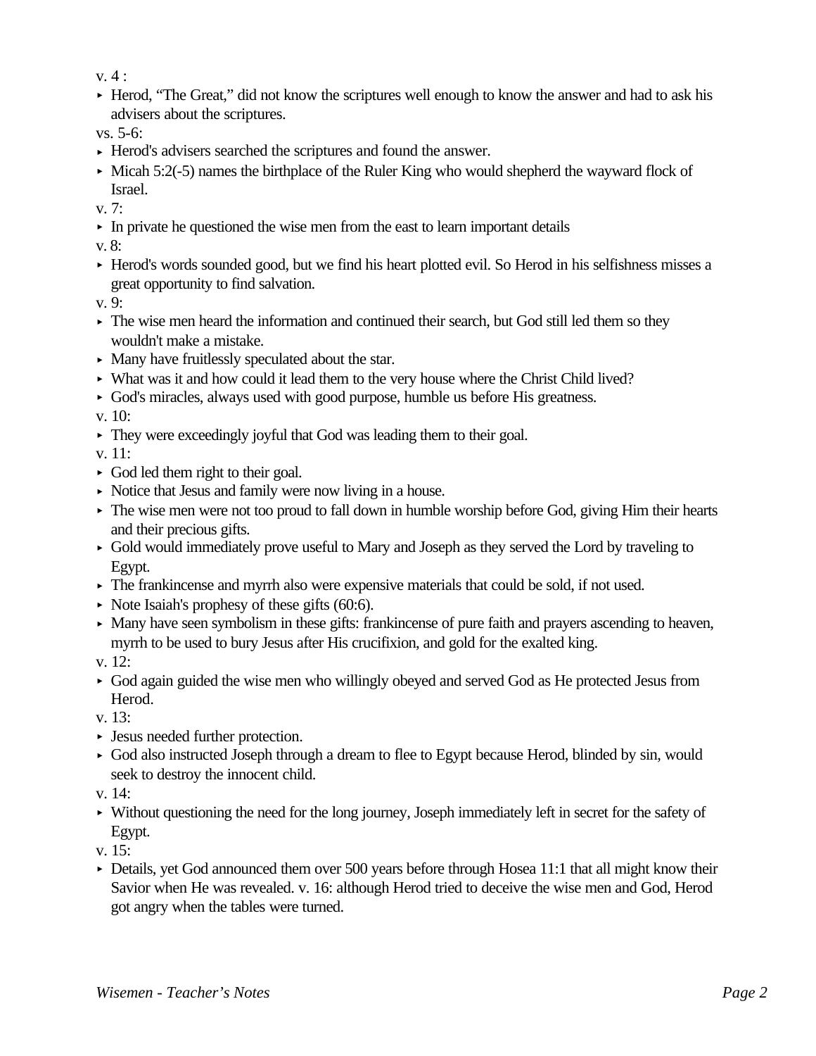v. 4 :

- Herod, “The Great,” did not know the scriptures well enough to know the answer and had to ask his advisers about the scriptures.

vs. 5-6:

- Herod's advisers searched the scriptures and found the answer.
- Micah 5:2(-5) names the birthplace of the Ruler King who would shepherd the wayward flock of Israel.

v. 7:

- In private he questioned the wise men from the east to learn important details

v. 8:

- Herod's words sounded good, but we find his heart plotted evil. So Herod in his selfishness misses a great opportunity to find salvation.

v. 9:

- The wise men heard the information and continued their search, but God still led them so they wouldn't make a mistake.
- Many have fruitlessly speculated about the star.
- What was it and how could it lead them to the very house where the Christ Child lived?
- God's miracles, always used with good purpose, humble us before His greatness.

v. 10:

- They were exceedingly joyful that God was leading them to their goal.

v. 11:

- God led them right to their goal.
- Notice that Jesus and family were now living in a house.
- The wise men were not too proud to fall down in humble worship before God, giving Him their hearts and their precious gifts.
- Gold would immediately prove useful to Mary and Joseph as they served the Lord by traveling to Egypt.
- The frankincense and myrrh also were expensive materials that could be sold, if not used.
- Note Isaiah's prophesy of these gifts (60:6).
- Many have seen symbolism in these gifts: frankincense of pure faith and prayers ascending to heaven, myrrh to be used to bury Jesus after His crucifixion, and gold for the exalted king.

v. 12:

- God again guided the wise men who willingly obeyed and served God as He protected Jesus from Herod.

v. 13:

- Jesus needed further protection.
- God also instructed Joseph through a dream to flee to Egypt because Herod, blinded by sin, would seek to destroy the innocent child.

v. 14:

- Without questioning the need for the long journey, Joseph immediately left in secret for the safety of Egypt.

v. 15:

- Details, yet God announced them over 500 years before through Hosea 11:1 that all might know their Savior when He was revealed. v. 16: although Herod tried to deceive the wise men and God, Herod got angry when the tables were turned.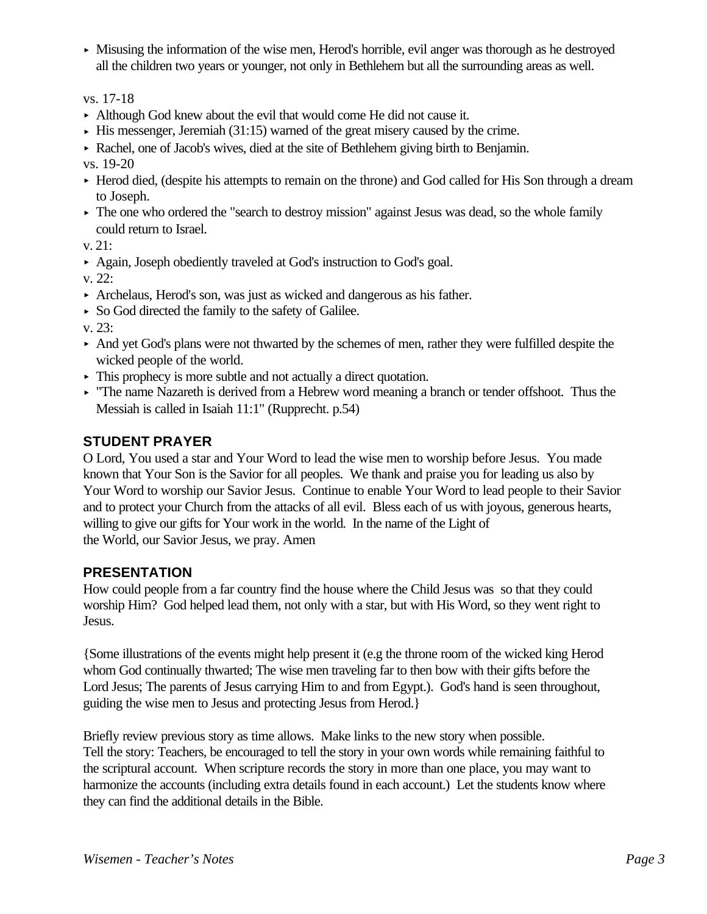- Misusing the information of the wise men, Herod's horrible, evil anger was thorough as he destroyed all the children two years or younger, not only in Bethlehem but all the surrounding areas as well.

vs. 17-18

- Although God knew about the evil that would come He did not cause it.
- His messenger, Jeremiah (31:15) warned of the great misery caused by the crime.
- Rachel, one of Jacob's wives, died at the site of Bethlehem giving birth to Benjamin.

vs. 19-20

- Herod died, (despite his attempts to remain on the throne) and God called for His Son through a dream to Joseph.
- The one who ordered the "search to destroy mission" against Jesus was dead, so the whole family could return to Israel.

v. 21:

- Again, Joseph obediently traveled at God's instruction to God's goal.

v. 22:

- Archelaus, Herod's son, was just as wicked and dangerous as his father.
- So God directed the family to the safety of Galilee.

v. 23:

- And yet God's plans were not thwarted by the schemes of men, rather they were fulfilled despite the wicked people of the world.
- This prophecy is more subtle and not actually a direct quotation.
- "The name Nazareth is derived from a Hebrew word meaning a branch or tender offshoot. Thus the Messiah is called in Isaiah 11:1" (Rupprecht. p.54)

## STUDENT PRAYER

O Lord, You used a star and Your Word to lead the wise men to worship before Jesus. You made known that Your Son is the Savior for all peoples. We thank and praise you for leading us also by Your Word to worship our Savior Jesus. Continue to enable Your Word to lead people to their Savior and to protect your Church from the attacks of all evil. Bless each of us with joyous, generous hearts, willing to give our gifts for Your work in the world. In the name of the Light of the World, our Savior Jesus, we pray. Amen

## PRESENTATION

How could people from a far country find the house where the Child Jesus was so that they could worship Him? God helped lead them, not only with a star, but with His Word, so they went right to Jesus.

{Some illustrations of the events might help present it (e.g the throne room of the wicked king Herod whom God continually thwarted; The wise men traveling far to then bow with their gifts before the Lord Jesus; The parents of Jesus carrying Him to and from Egypt.). God's hand is seen throughout, guiding the wise men to Jesus and protecting Jesus from Herod.}

Briefly review previous story as time allows. Make links to the new story when possible.
Tell the story: Teachers, be encouraged to tell the story in your own words while remaining faithful to the scriptural account. When scripture records the story in more than one place, you may want to harmonize the accounts (including extra details found in each account.) Let the students know where they can find the additional details in the Bible.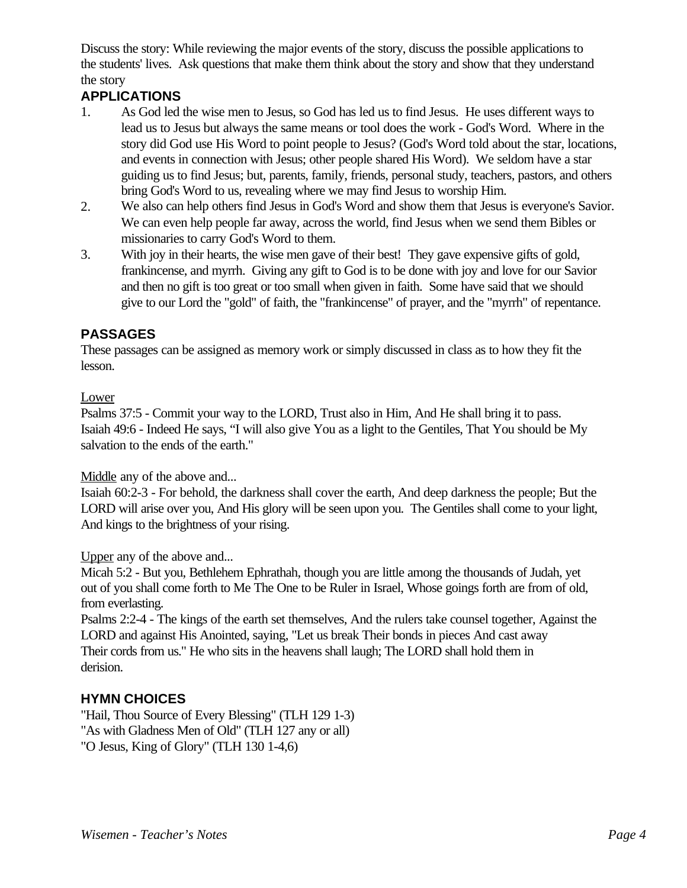Discuss the story: While reviewing the major events of the story, discuss the possible applications to the students' lives. Ask questions that make them think about the story and show that they understand the story

## APPLICATIONS

1. As God led the wise men to Jesus, so God has led us to find Jesus. He uses different ways to lead us to Jesus but always the same means or tool does the work - God's Word. Where in the story did God use His Word to point people to Jesus? (God's Word told about the star, locations, and events in connection with Jesus; other people shared His Word). We seldom have a star guiding us to find Jesus; but, parents, family, friends, personal study, teachers, pastors, and others bring God's Word to us, revealing where we may find Jesus to worship Him.
2. We also can help others find Jesus in God's Word and show them that Jesus is everyone's Savior. We can even help people far away, across the world, find Jesus when we send them Bibles or missionaries to carry God's Word to them.
3. With joy in their hearts, the wise men gave of their best! They gave expensive gifts of gold, frankincense, and myrrh. Giving any gift to God is to be done with joy and love for our Savior and then no gift is too great or too small when given in faith. Some have said that we should give to our Lord the "gold" of faith, the "frankincense" of prayer, and the "myrrh" of repentance.

## PASSAGES

These passages can be assigned as memory work or simply discussed in class as to how they fit the lesson.

Lower

Psalms 37:5 - Commit your way to the LORD, Trust also in Him, And He shall bring it to pass.
Isaiah 49:6 - Indeed He says, "I will also give You as a light to the Gentiles, That You should be My salvation to the ends of the earth."

Middle any of the above and...

Isaiah 60:2-3 - For behold, the darkness shall cover the earth, And deep darkness the people; But the LORD will arise over you, And His glory will be seen upon you. The Gentiles shall come to your light, And kings to the brightness of your rising.

Upper any of the above and...

Micah 5:2 - But you, Bethlehem Ephrathah, though you are little among the thousands of Judah, yet out of you shall come forth to Me The One to be Ruler in Israel, Whose goings forth are from of old, from everlasting.
Psalms 2:2-4 - The kings of the earth set themselves, And the rulers take counsel together, Against the LORD and against His Anointed, saying, "Let us break Their bonds in pieces And cast away Their cords from us." He who sits in the heavens shall laugh; The LORD shall hold them in derision.

## HYMN CHOICES

"Hail, Thou Source of Every Blessing" (TLH 129 1-3)
"As with Gladness Men of Old" (TLH 127 any or all)
"O Jesus, King of Glory" (TLH 130 1-4,6)